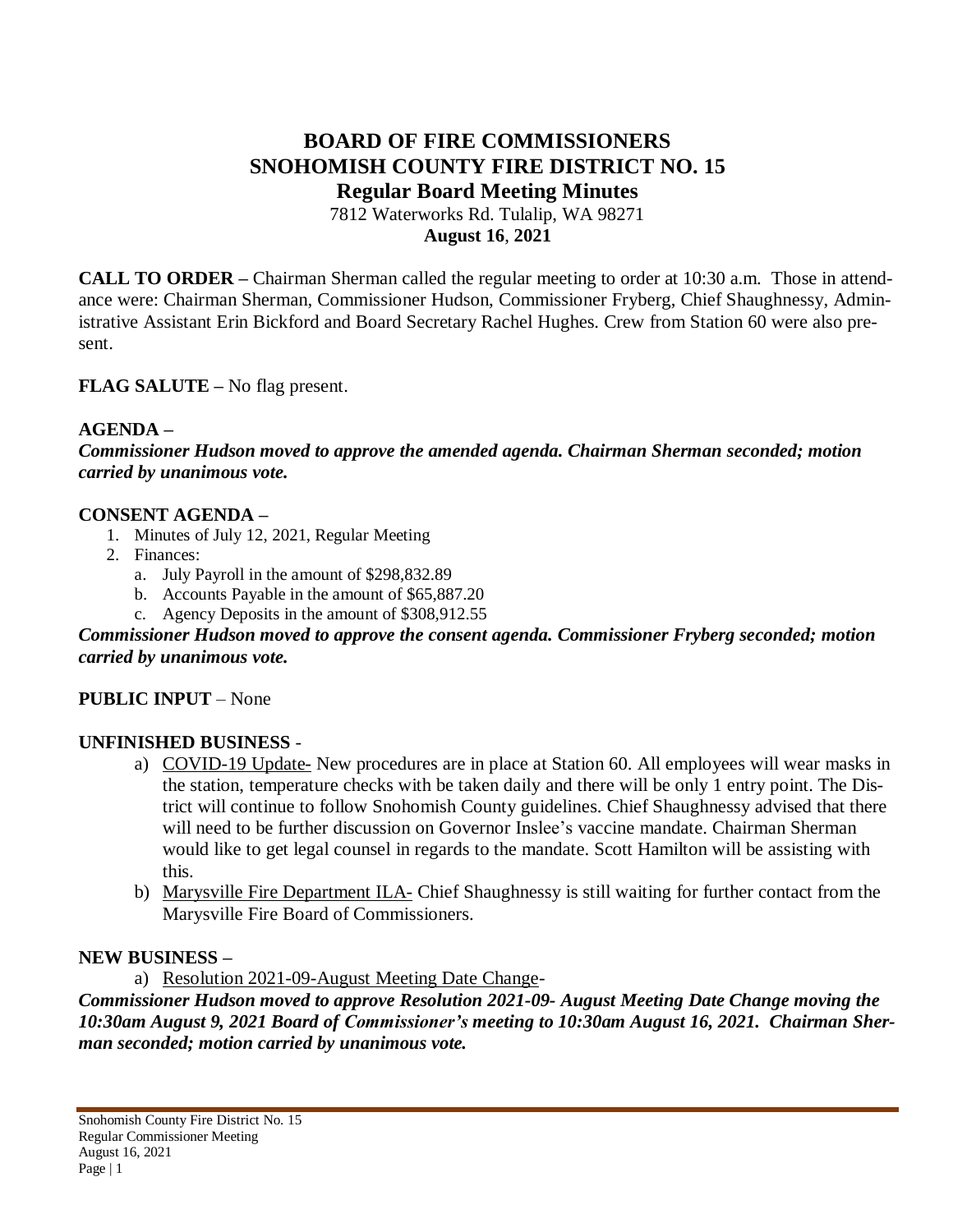# BOARD OF FIRE COMMISSIONERS
# SNOHOMISH COUNTY FIRE DISTRICT NO. 15
## Regular Board Meeting Minutes

7812 Waterworks Rd. Tulalip, WA 98271
**August 16, 2021**

**CALL TO ORDER –** Chairman Sherman called the regular meeting to order at 10:30 a.m. Those in attendance were: Chairman Sherman, Commissioner Hudson, Commissioner Fryberg, Chief Shaughnessy, Administrative Assistant Erin Bickford and Board Secretary Rachel Hughes. Crew from Station 60 were also present.

**FLAG SALUTE –** No flag present.

**AGENDA –**
***Commissioner Hudson moved to approve the amended agenda. Chairman Sherman seconded; motion carried by unanimous vote.***

**CONSENT AGENDA –**

1. Minutes of July 12, 2021, Regular Meeting
2. Finances:
   a. July Payroll in the amount of $298,832.89
   b. Accounts Payable in the amount of $65,887.20
   c. Agency Deposits in the amount of $308,912.55

***Commissioner Hudson moved to approve the consent agenda. Commissioner Fryberg seconded; motion carried by unanimous vote.***

**PUBLIC INPUT** – None

**UNFINISHED BUSINESS** -

a) COVID-19 Update- New procedures are in place at Station 60. All employees will wear masks in the station, temperature checks with be taken daily and there will be only 1 entry point. The District will continue to follow Snohomish County guidelines. Chief Shaughnessy advised that there will need to be further discussion on Governor Inslee's vaccine mandate. Chairman Sherman would like to get legal counsel in regards to the mandate. Scott Hamilton will be assisting with this.

b) Marysville Fire Department ILA- Chief Shaughnessy is still waiting for further contact from the Marysville Fire Board of Commissioners.

**NEW BUSINESS –**

a) Resolution 2021-09-August Meeting Date Change-

***Commissioner Hudson moved to approve Resolution 2021-09- August Meeting Date Change moving the 10:30am August 9, 2021 Board of Commissioner's meeting to 10:30am August 16, 2021. Chairman Sherman seconded; motion carried by unanimous vote.***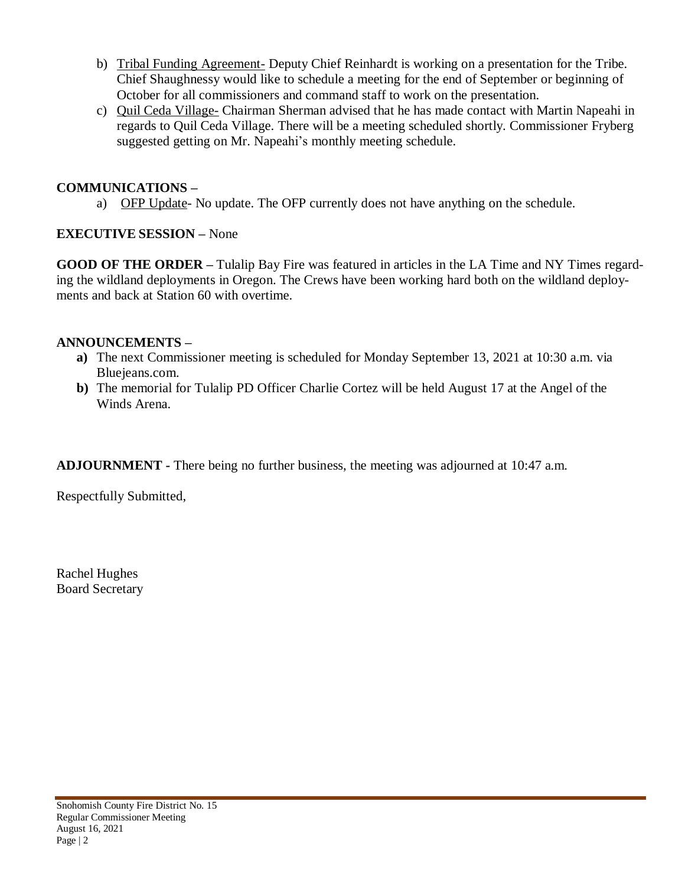b) Tribal Funding Agreement- Deputy Chief Reinhardt is working on a presentation for the Tribe. Chief Shaughnessy would like to schedule a meeting for the end of September or beginning of October for all commissioners and command staff to work on the presentation.

c) Quil Ceda Village- Chairman Sherman advised that he has made contact with Martin Napeahi in regards to Quil Ceda Village. There will be a meeting scheduled shortly. Commissioner Fryberg suggested getting on Mr. Napeahi's monthly meeting schedule.

**COMMUNICATIONS –**

a) OFP Update- No update. The OFP currently does not have anything on the schedule.

**EXECUTIVE SESSION –** None

**GOOD OF THE ORDER –** Tulalip Bay Fire was featured in articles in the LA Time and NY Times regarding the wildland deployments in Oregon. The Crews have been working hard both on the wildland deployments and back at Station 60 with overtime.

**ANNOUNCEMENTS –**

**a)** The next Commissioner meeting is scheduled for Monday September 13, 2021 at 10:30 a.m. via Bluejeans.com.

**b)** The memorial for Tulalip PD Officer Charlie Cortez will be held August 17 at the Angel of the Winds Arena.

**ADJOURNMENT -** There being no further business, the meeting was adjourned at 10:47 a.m.

Respectfully Submitted,

Rachel Hughes
Board Secretary